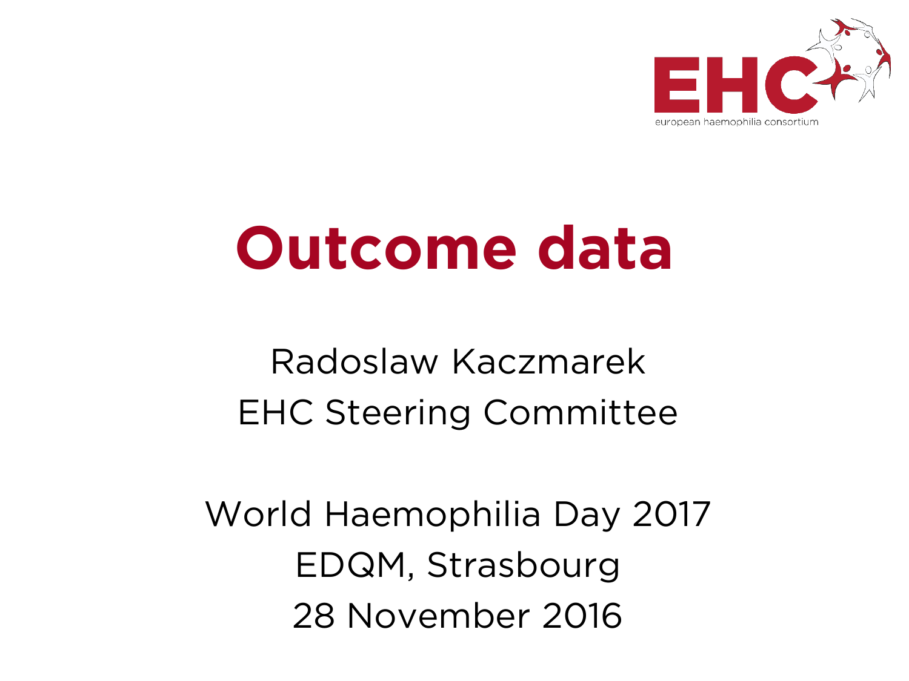EHC
european haemophilia consortium

# Outcome data

Radoslaw Kaczmarek
EHC Steering Committee

World Haemophilia Day 2017
EDQM, Strasbourg
28 November 2016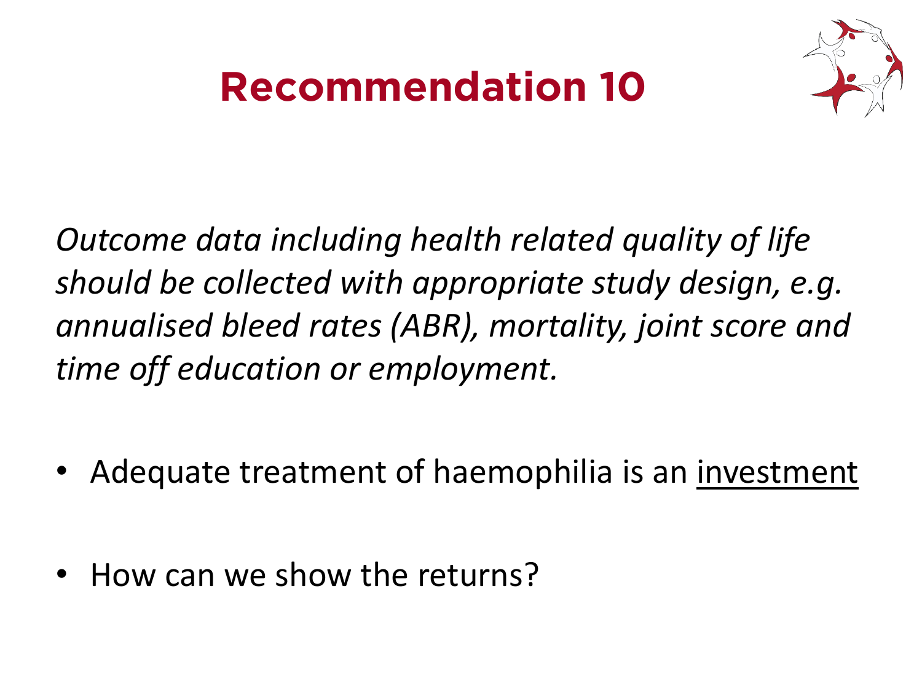# Recommendation 10

*Outcome data including health related quality of life should be collected with appropriate study design, e.g. annualised bleed rates (ABR), mortality, joint score and time off education or employment.*

- Adequate treatment of haemophilia is an <u>investment</u>
- How can we show the returns?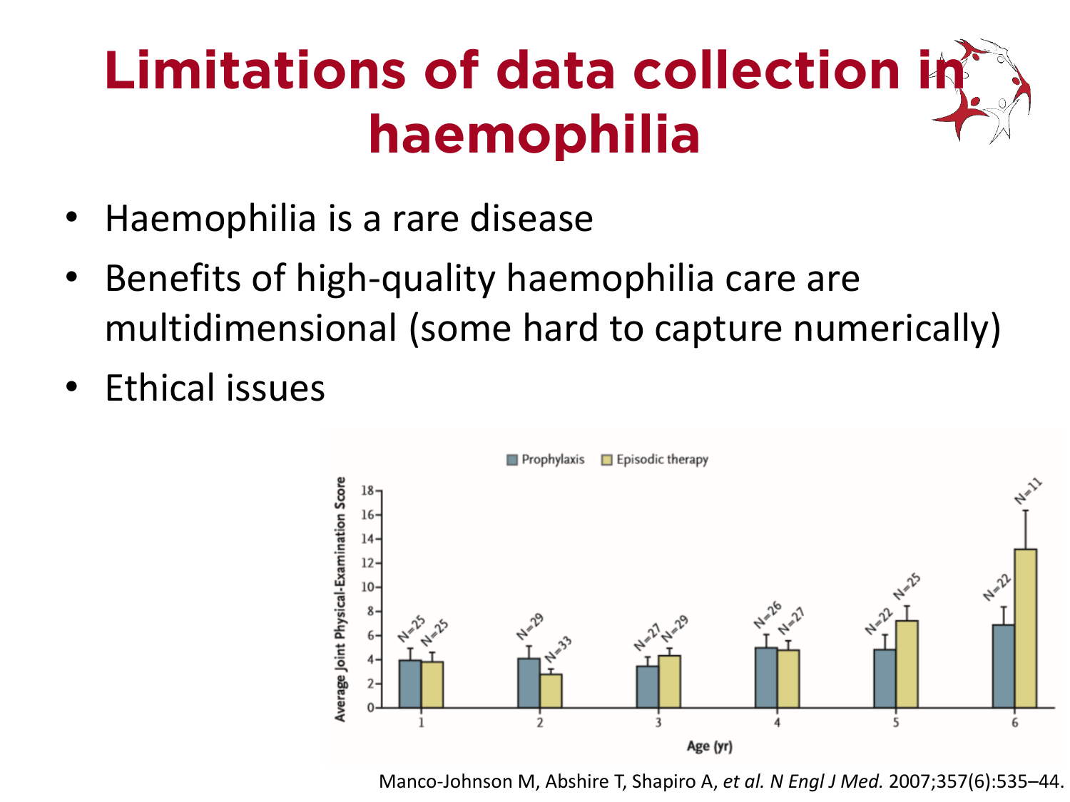# Limitations of data collection in haemophilia

- Haemophilia is a rare disease
- Benefits of high-quality haemophilia care are multidimensional (some hard to capture numerically)
- Ethical issues

Manco-Johnson M, Abshire T, Shapiro A, *et al. N Engl J Med.* 2007;357(6):535–44.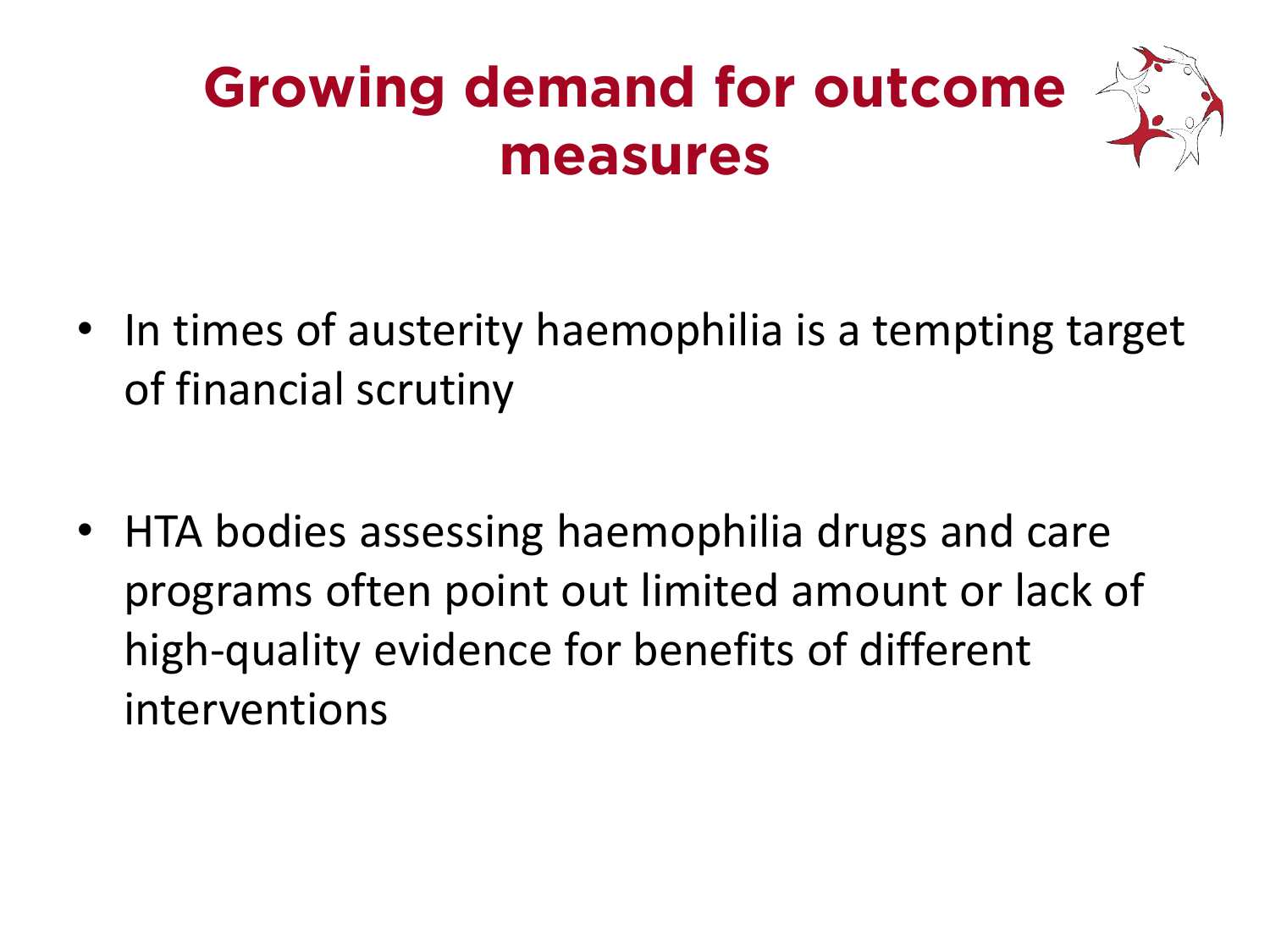# Growing demand for outcome measures

- In times of austerity haemophilia is a tempting target of financial scrutiny

- HTA bodies assessing haemophilia drugs and care programs often point out limited amount or lack of high-quality evidence for benefits of different interventions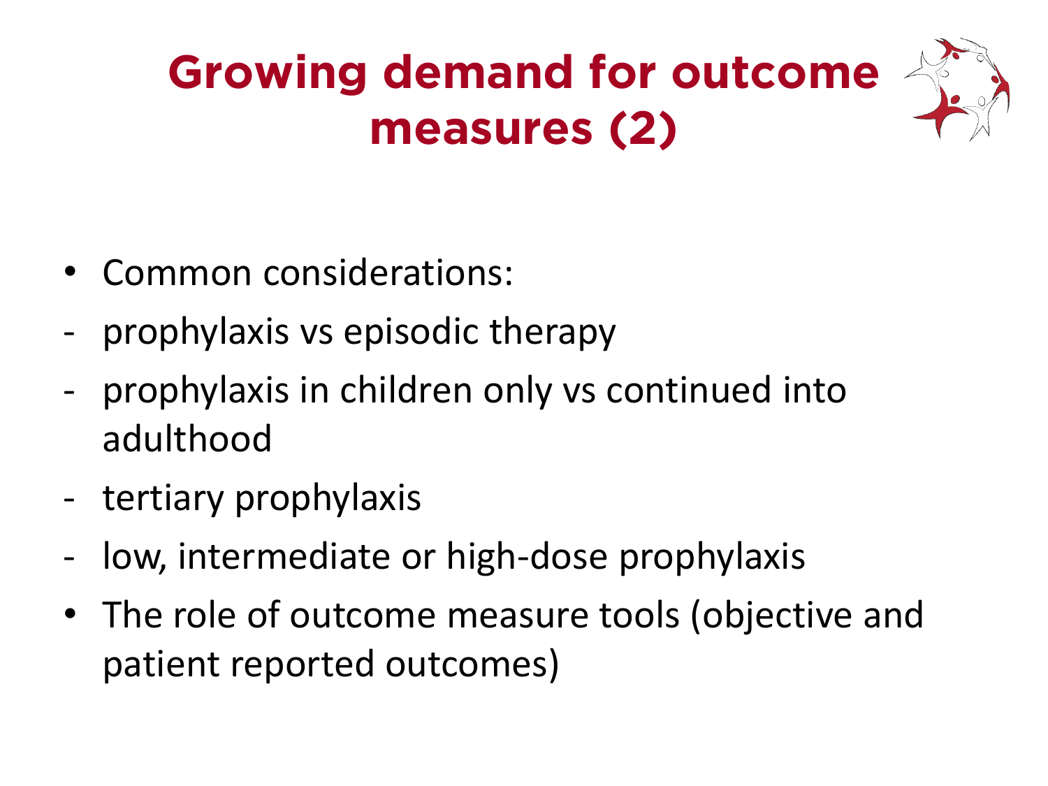# Growing demand for outcome measures (2)

- Common considerations:
  - prophylaxis vs episodic therapy
  - prophylaxis in children only vs continued into adulthood
  - tertiary prophylaxis
  - low, intermediate or high-dose prophylaxis
- The role of outcome measure tools (objective and patient reported outcomes)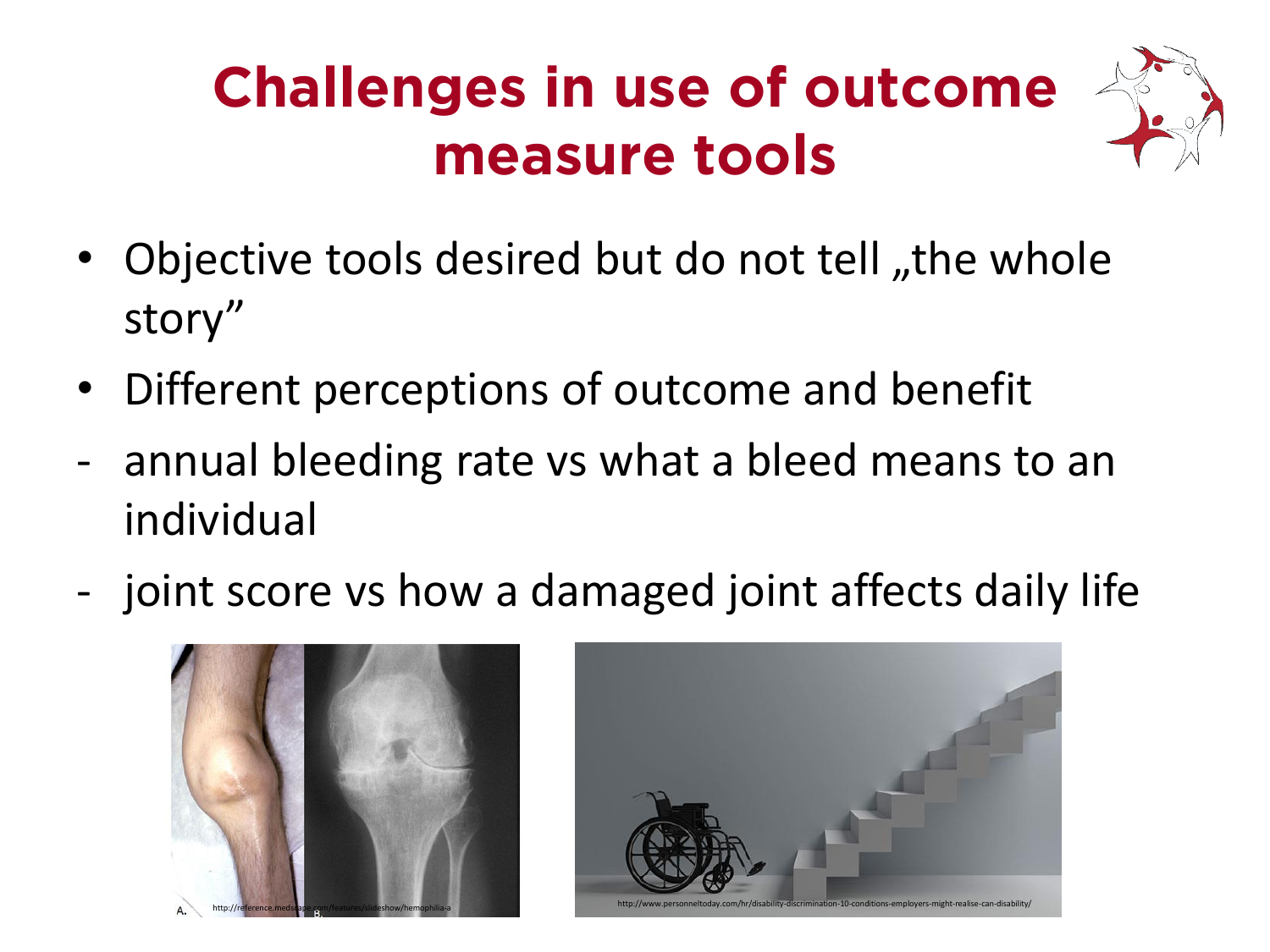# Challenges in use of outcome measure tools

- Objective tools desired but do not tell „the whole story"
- Different perceptions of outcome and benefit
  - annual bleeding rate vs what a bleed means to an individual
  - joint score vs how a damaged joint affects daily life

A. B. http://reference.medscape.com/features/slideshow/hemophilia-a

http://www.personneltoday.com/hr/disability-discrimination-10-conditions-employers-might-realise-can-disability/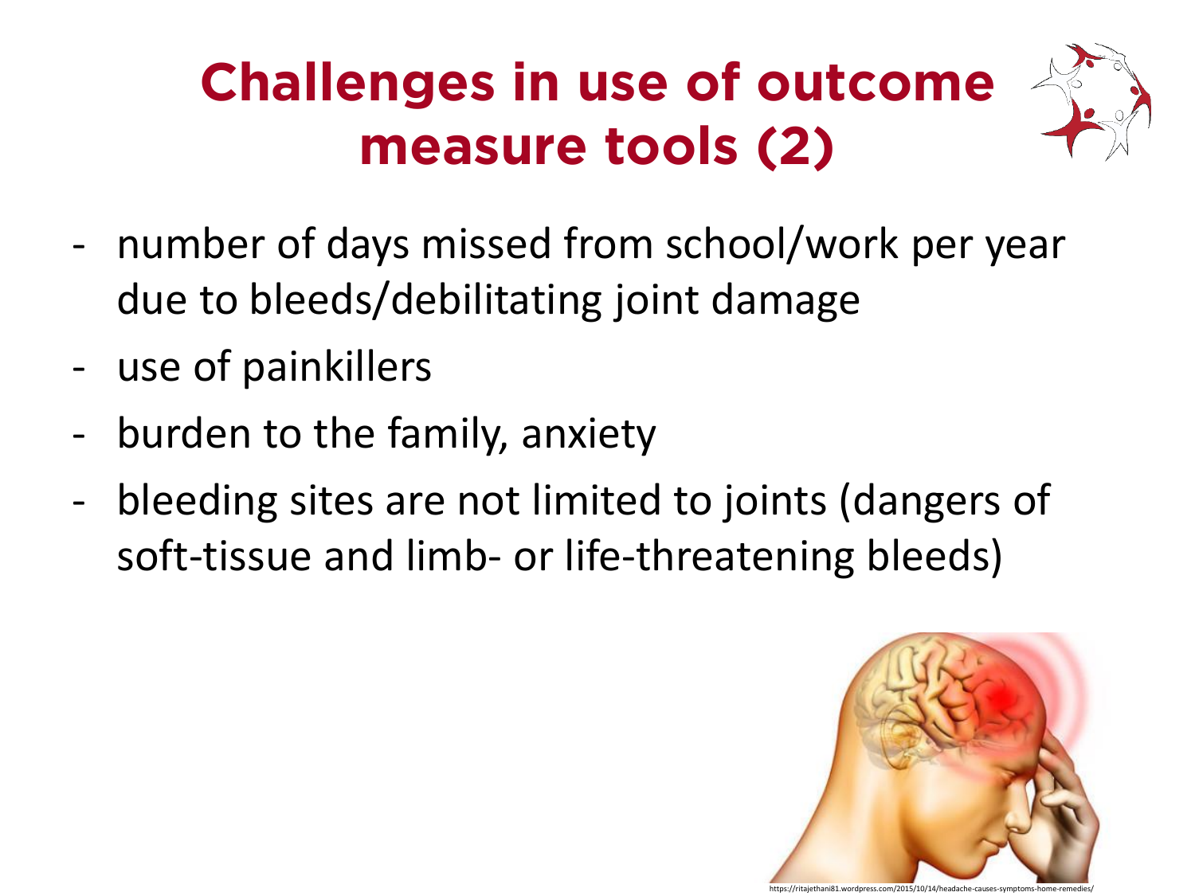# Challenges in use of outcome measure tools (2)

- number of days missed from school/work per year due to bleeds/debilitating joint damage
- use of painkillers
- burden to the family, anxiety
- bleeding sites are not limited to joints (dangers of soft-tissue and limb- or life-threatening bleeds)

https://ritajethani81.wordpress.com/2015/10/14/headache-causes-symptoms-home-remedies/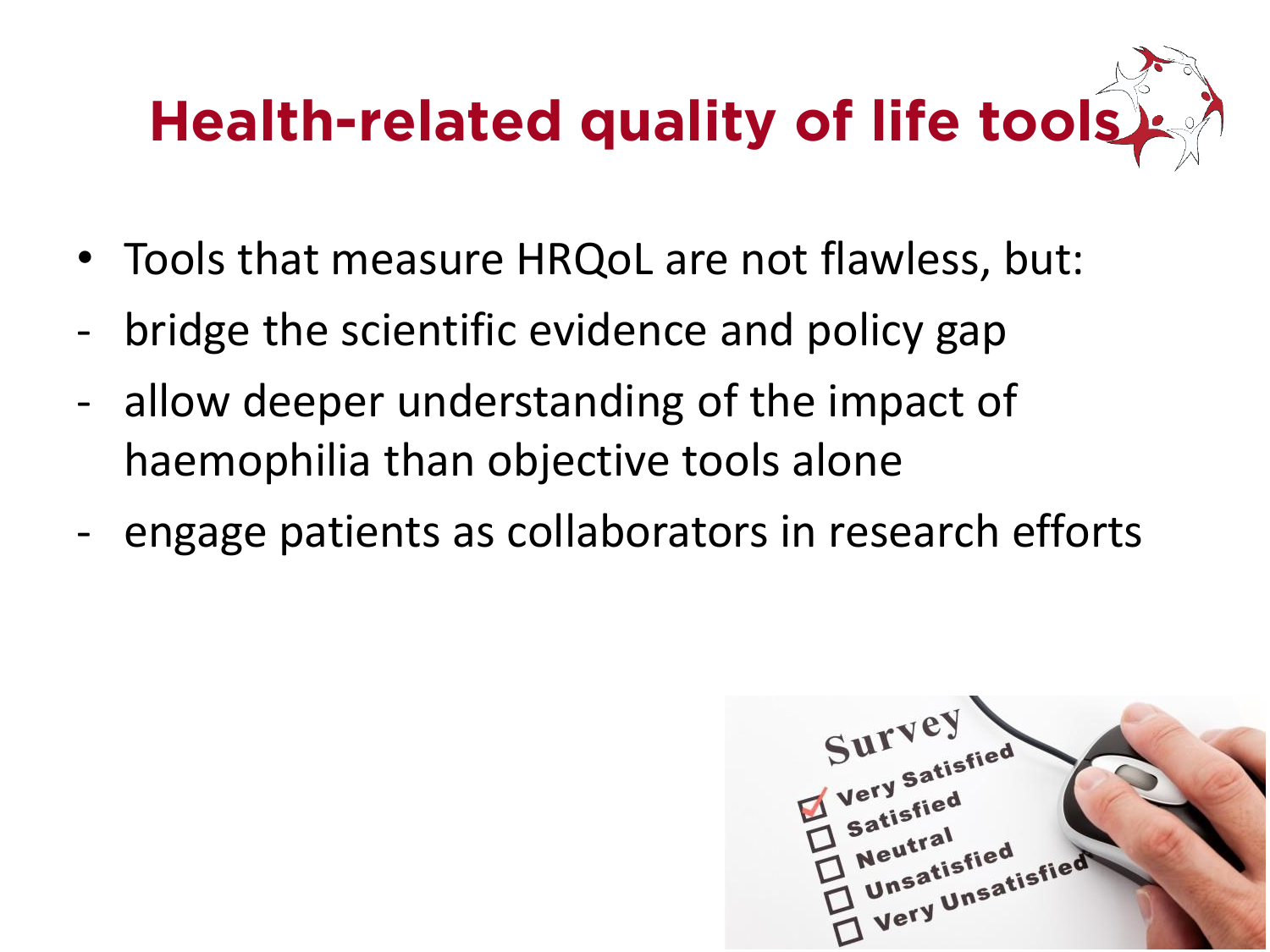# Health-related quality of life tools

- Tools that measure HRQoL are not flawless, but:
- bridge the scientific evidence and policy gap
- allow deeper understanding of the impact of haemophilia than objective tools alone
- engage patients as collaborators in research efforts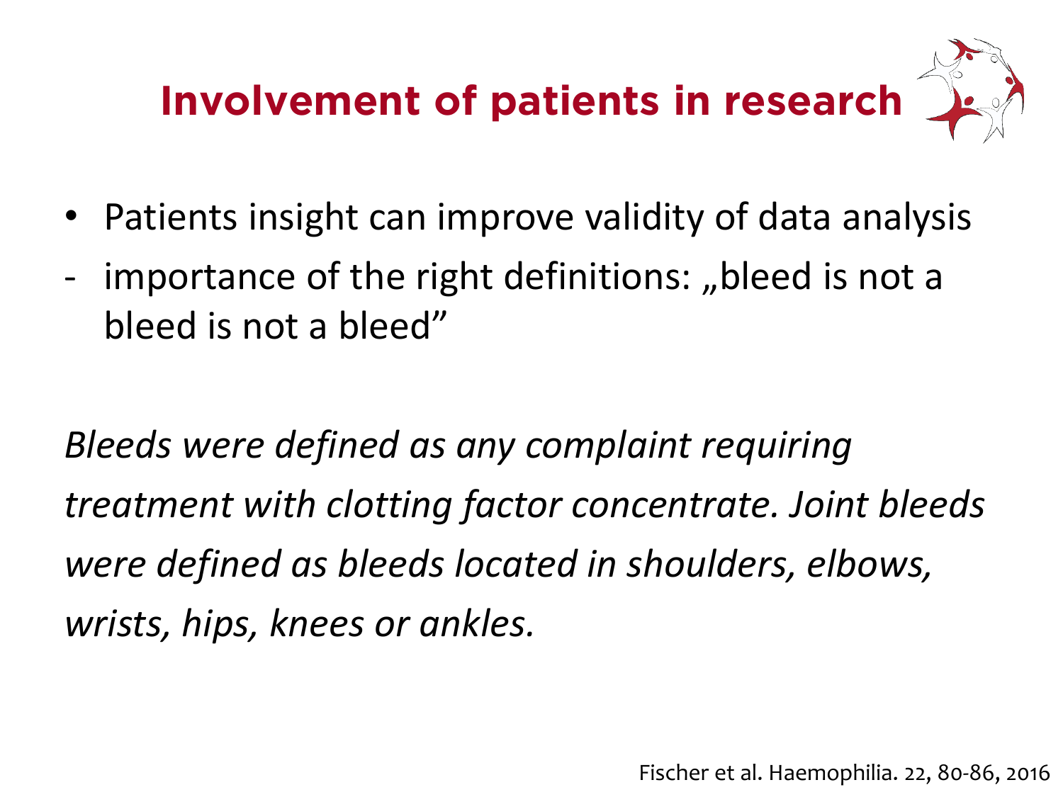# Involvement of patients in research

- Patients insight can improve validity of data analysis
- importance of the right definitions: „bleed is not a bleed is not a bleed"

*Bleeds were defined as any complaint requiring treatment with clotting factor concentrate. Joint bleeds were defined as bleeds located in shoulders, elbows, wrists, hips, knees or ankles.*

Fischer et al. Haemophilia. 22, 80-86, 2016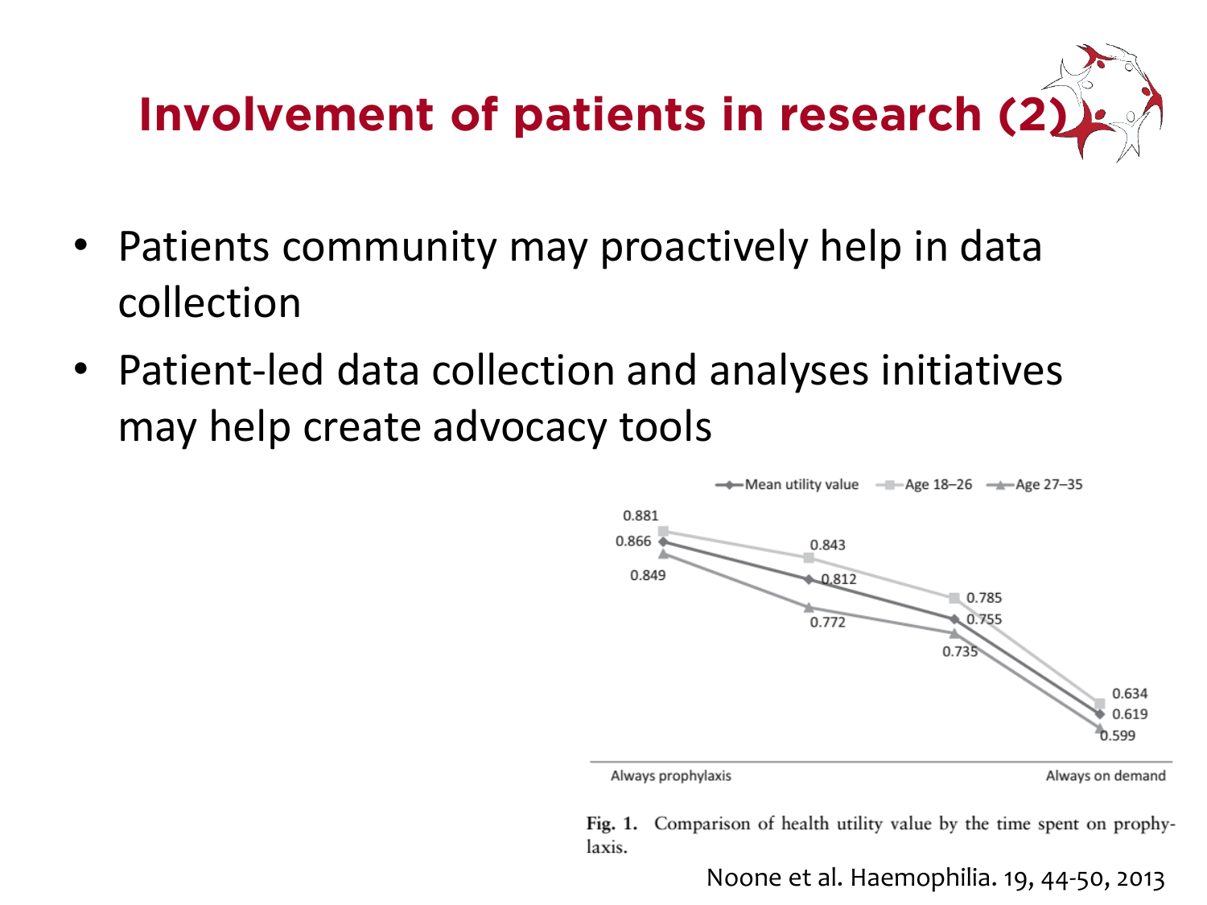# Involvement of patients in research (2)

- Patients community may proactively help in data collection
- Patient-led data collection and analyses initiatives may help create advocacy tools

Fig. 1. Comparison of health utility value by the time spent on prophylaxis.

Noone et al. Haemophilia. 19, 44-50, 2013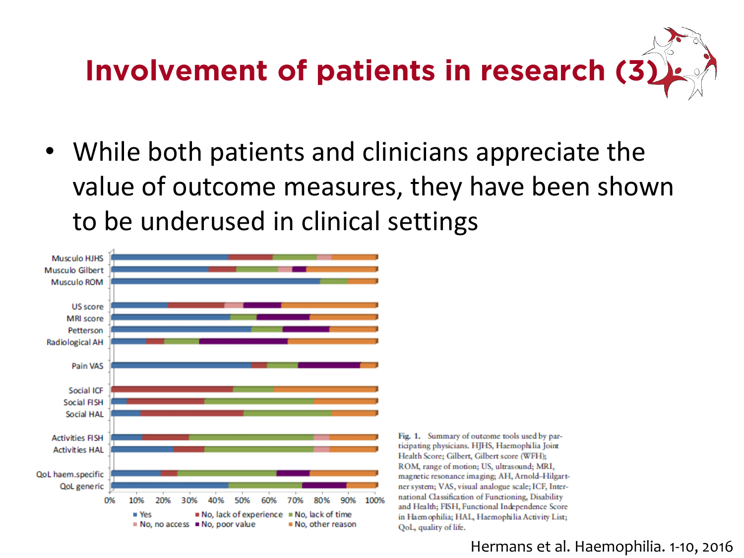# Involvement of patients in research (3)

- While both patients and clinicians appreciate the value of outcome measures, they have been shown to be underused in clinical settings

Fig. 1. Summary of outcome tools used by participating physicians. HJHS, Haemophilia Joint Health Score; Gilbert, Gilbert score (WFH); ROM, range of motion; US, ultrasound; MRI, magnetic resonance imaging; AH, Arnold–Hilgartner system; VAS, visual analogue scale; ICF, International Classification of Functioning, Disability and Health; FISH, Functional Independence Score in Haemophilia; HAL, Haemophilia Activity List; QoL, quality of life.

Hermans et al. Haemophilia. 1-10, 2016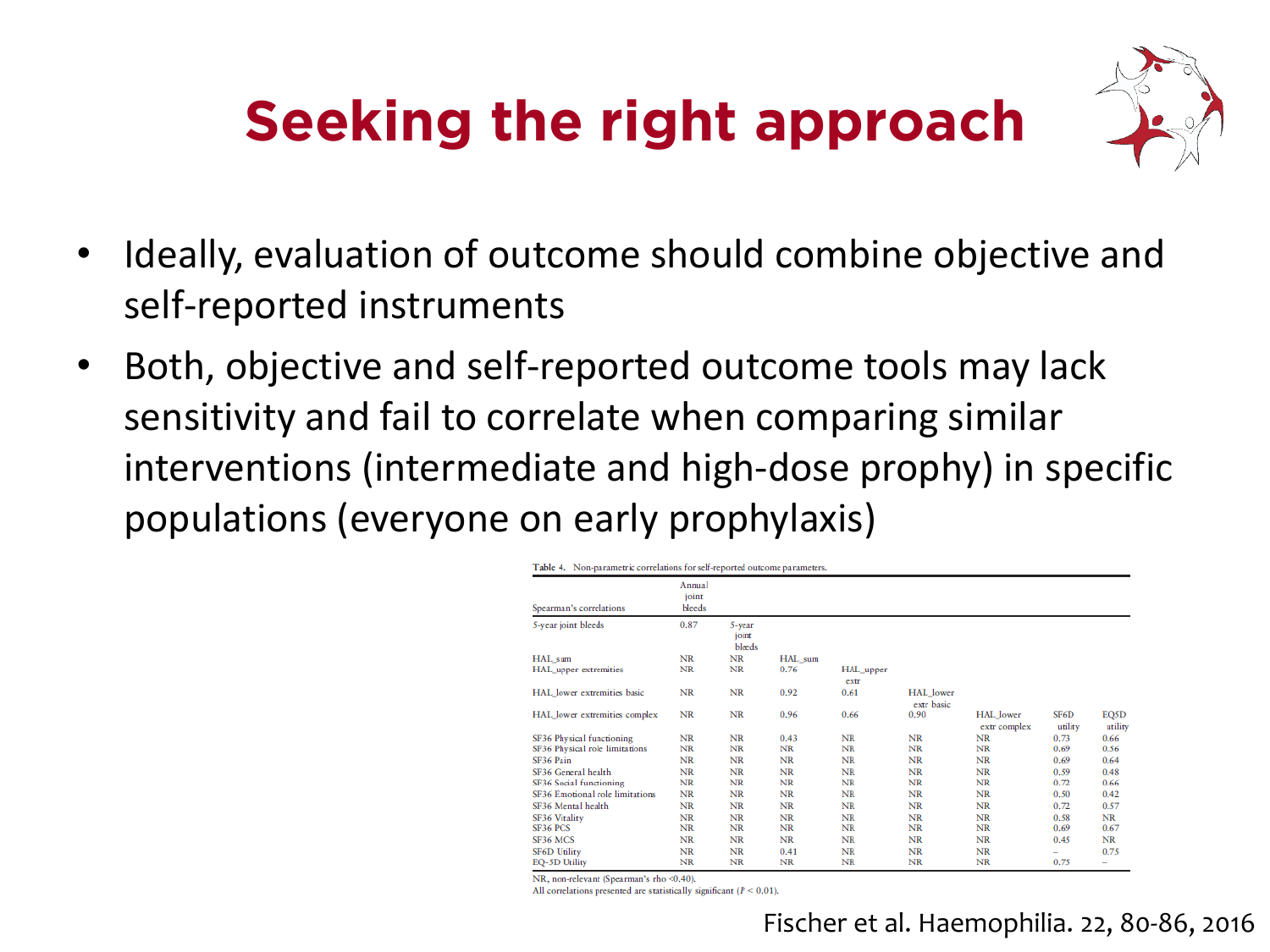# Seeking the right approach

- Ideally, evaluation of outcome should combine objective and self-reported instruments
- Both, objective and self-reported outcome tools may lack sensitivity and fail to correlate when comparing similar interventions (intermediate and high-dose prophy) in specific populations (everyone on early prophylaxis)

Table 4. Non-parametric correlations for self-reported outcome parameters.

| Spearman's correlations | Annual joint bleeds | 5-year joint bleeds | HAL_sum | HAL_upper extr | HAL_lower extr basic | HAL_lower extr complex | SF6D utility | EQ5D utility |
|---|---|---|---|---|---|---|---|---|
| 5-year joint bleeds | 0.87 | | | | | | | |
| HAL_sum | NR | NR | | | | | | |
| HAL_upper extremities | NR | NR | 0.76 | | | | | |
| HAL_lower extremities basic | NR | NR | 0.92 | 0.61 | | | | |
| HAL_lower extremities complex | NR | NR | 0.96 | 0.66 | 0.90 | | | |
| SF36 Physical functioning | NR | NR | 0.43 | NR | NR | NR | 0.73 | 0.66 |
| SF36 Physical role limitations | NR | NR | NR | NR | NR | NR | 0.69 | 0.56 |
| SF36 Pain | NR | NR | NR | NR | NR | NR | 0.69 | 0.64 |
| SF36 General health | NR | NR | NR | NR | NR | NR | 0.59 | 0.48 |
| SF36 Social functioning | NR | NR | NR | NR | NR | NR | 0.72 | 0.66 |
| SF36 Emotional role limitations | NR | NR | NR | NR | NR | NR | 0.50 | 0.42 |
| SF36 Mental health | NR | NR | NR | NR | NR | NR | 0.72 | 0.57 |
| SF36 Vitality | NR | NR | NR | NR | NR | NR | 0.58 | NR |
| SF36 PCS | NR | NR | NR | NR | NR | NR | 0.69 | 0.67 |
| SF36 MCS | NR | NR | NR | NR | NR | NR | 0.45 | NR |
| SF6D Utility | NR | NR | 0.41 | NR | NR | NR | – | 0.75 |
| EQ-5D Utility | NR | NR | NR | NR | NR | NR | 0.75 | – |

NR, non-relevant (Spearman's rho <0.40).
All correlations presented are statistically significant ($P < 0.01$).

Fischer et al. Haemophilia. 22, 80-86, 2016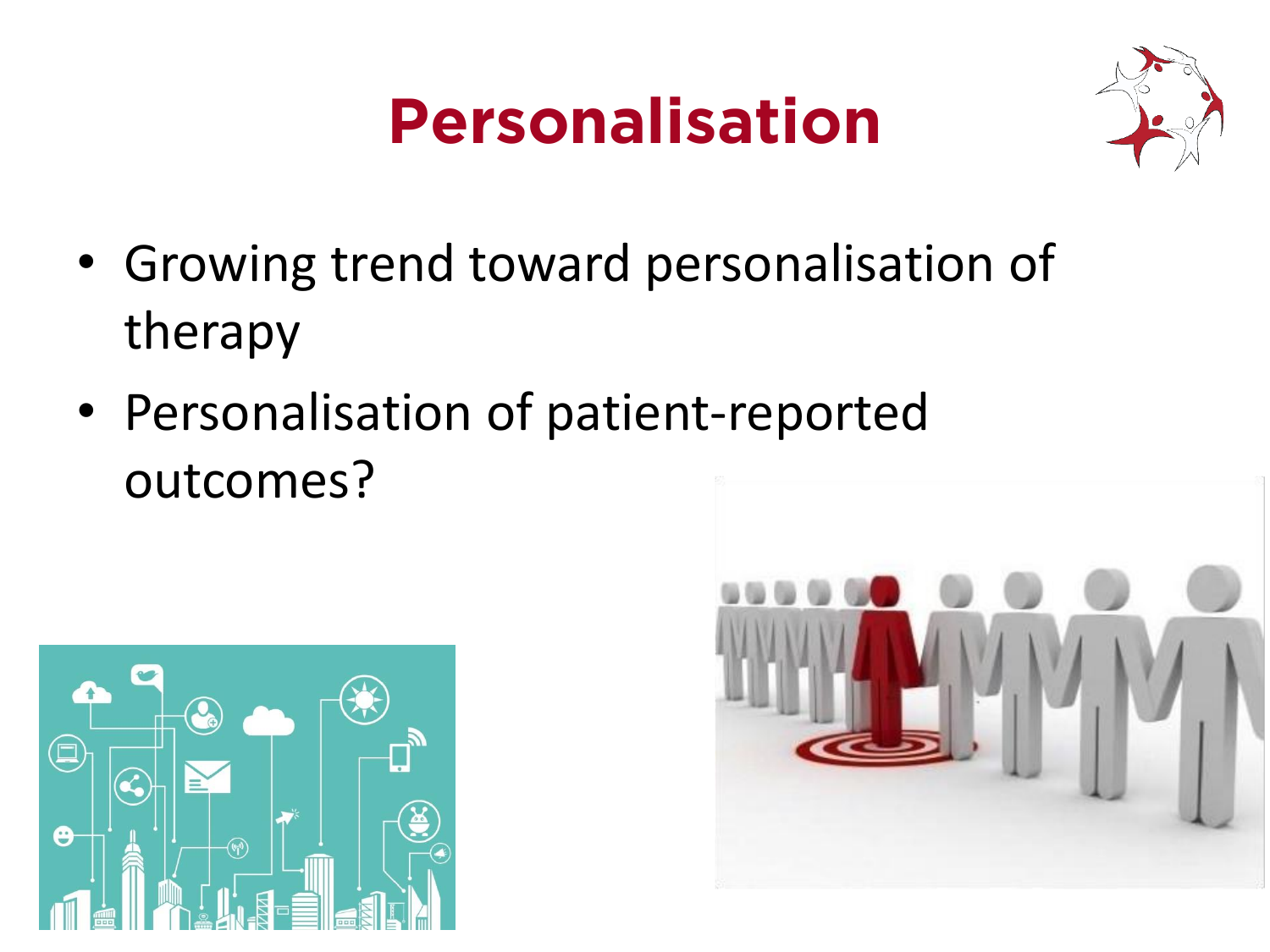# Personalisation

- Growing trend toward personalisation of therapy
- Personalisation of patient-reported outcomes?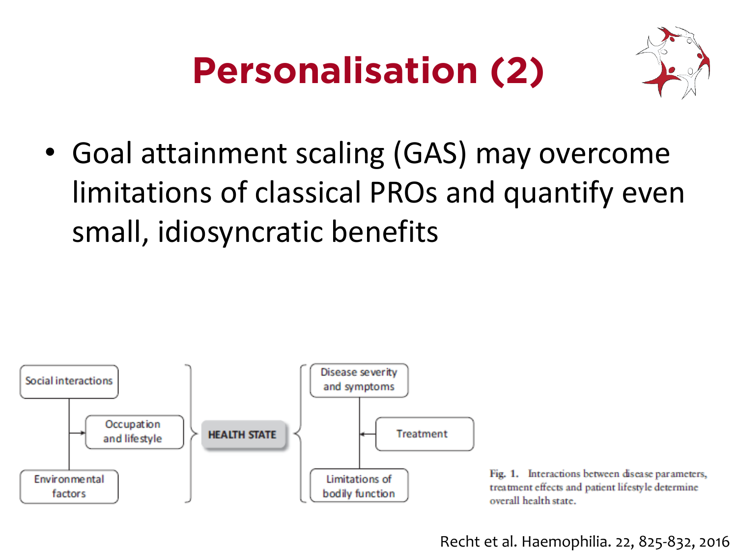# Personalisation (2)

- Goal attainment scaling (GAS) may overcome limitations of classical PROs and quantify even small, idiosyncratic benefits

Social interactions

Occupation and lifestyle

Environmental factors

HEALTH STATE

Disease severity and symptoms

Treatment

Limitations of bodily function

Fig. 1. Interactions between disease parameters, treatment effects and patient lifestyle determine overall health state.

Recht et al. Haemophilia. 22, 825-832, 2016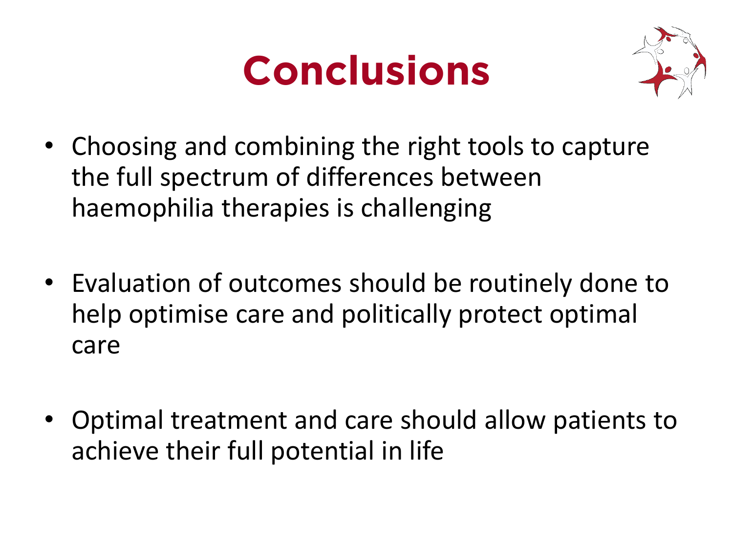# Conclusions

- Choosing and combining the right tools to capture the full spectrum of differences between haemophilia therapies is challenging
- Evaluation of outcomes should be routinely done to help optimise care and politically protect optimal care
- Optimal treatment and care should allow patients to achieve their full potential in life